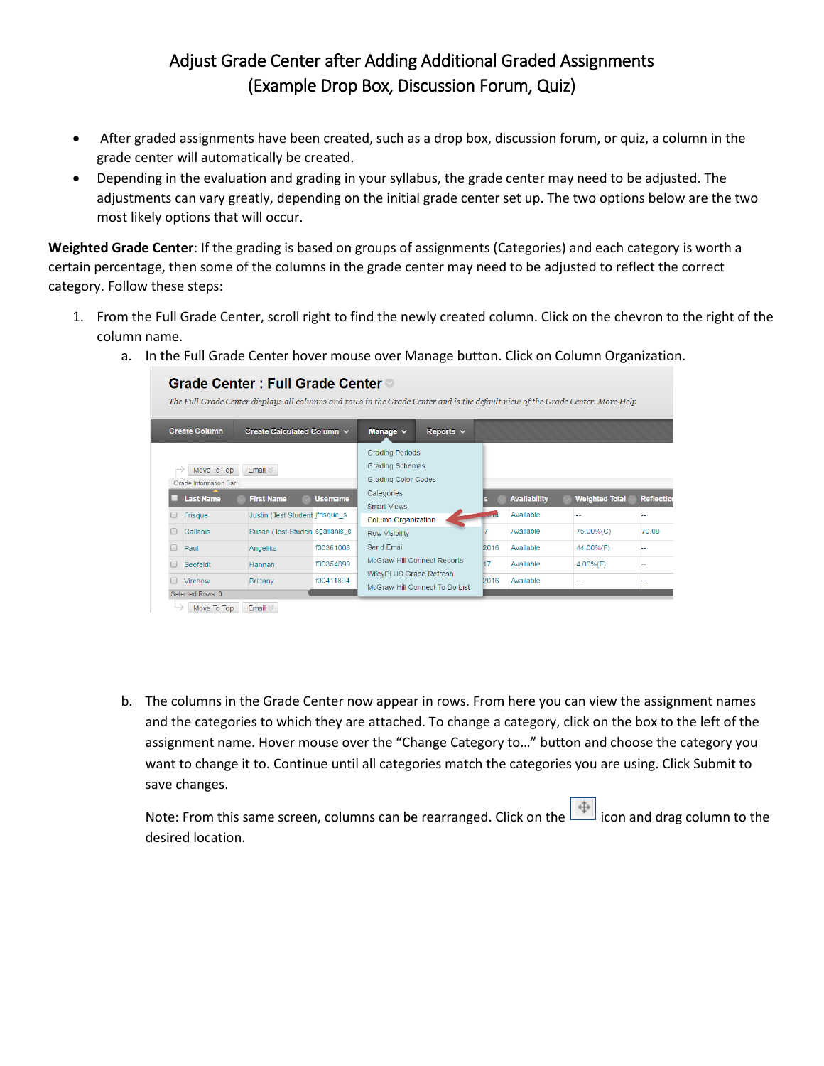# Adjust Grade Center after Adding Additional Graded Assignments (Example Drop Box, Discussion Forum, Quiz)

- After graded assignments have been created, such as a drop box, discussion forum, or quiz, a column in the grade center will automatically be created.
- Depending in the evaluation and grading in your syllabus, the grade center may need to be adjusted. The adjustments can vary greatly, depending on the initial grade center set up. The two options below are the two most likely options that will occur.

**Weighted Grade Center**: If the grading is based on groups of assignments (Categories) and each category is worth a certain percentage, then some of the columns in the grade center may need to be adjusted to reflect the correct category. Follow these steps:

1. From the Full Grade Center, scroll right to find the newly created column. Click on the chevron to the right of the column name.
   a. In the Full Grade Center hover mouse over Manage button. Click on Column Organization.

   b. The columns in the Grade Center now appear in rows. From here you can view the assignment names and the categories to which they are attached. To change a category, click on the box to the left of the assignment name. Hover mouse over the "Change Category to..." button and choose the category you want to change it to. Continue until all categories match the categories you are using. Click Submit to save changes.

   Note: From this same screen, columns can be rearranged. Click on the icon and drag column to the desired location.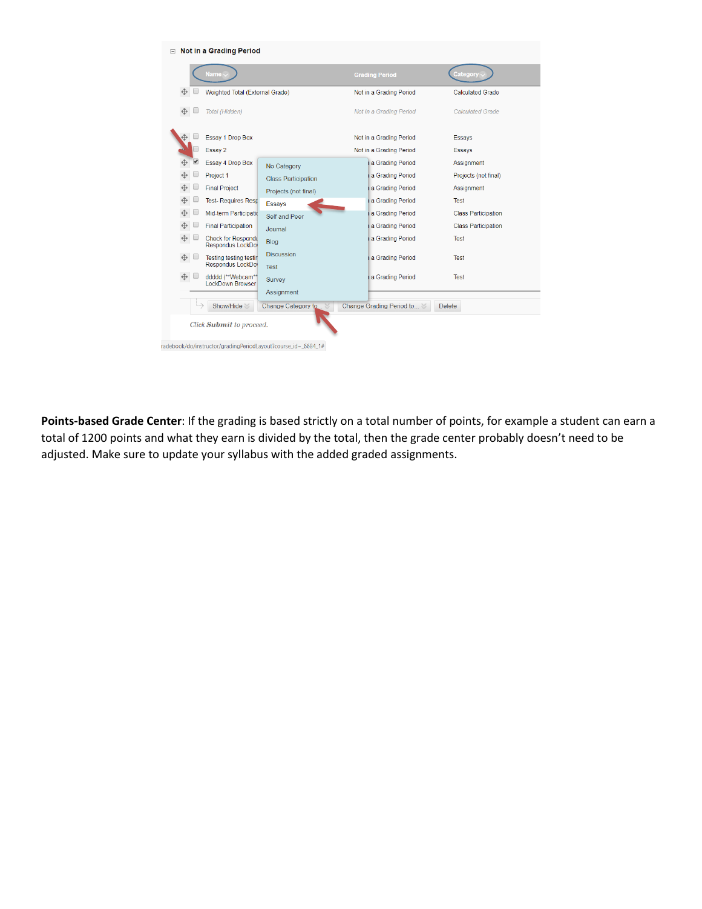**Points-based Grade Center**: If the grading is based strictly on a total number of points, for example a student can earn a total of 1200 points and what they earn is divided by the total, then the grade center probably doesn't need to be adjusted. Make sure to update your syllabus with the added graded assignments.